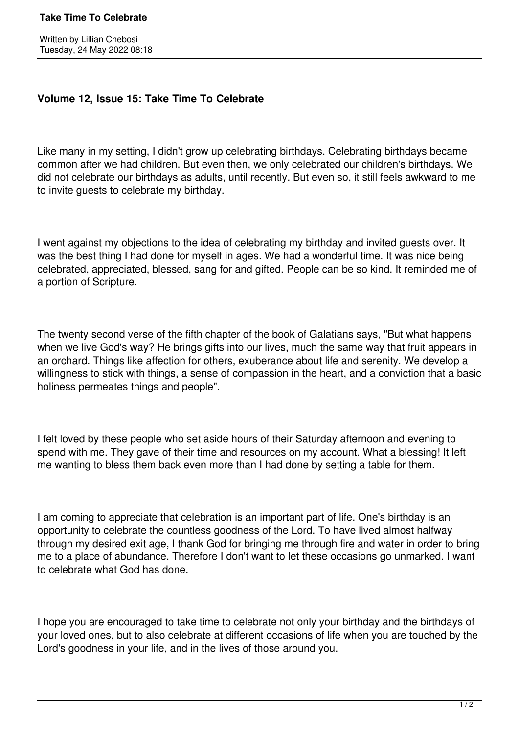# Volume 12, Issue 15: Take Time To Celebrate

Written by Lillian Chebosi
Tuesday, 24 May 2022 08:18

Like many in my setting, I didn't grow up celebrating birthdays. Celebrating birthdays became common after we had children. But even then, we only celebrated our children's birthdays. We did not celebrate our birthdays as adults, until recently. But even so, it still feels awkward to me to invite guests to celebrate my birthday.

I went against my objections to the idea of celebrating my birthday and invited guests over. It was the best thing I had done for myself in ages. We had a wonderful time. It was nice being celebrated, appreciated, blessed, sang for and gifted. People can be so kind. It reminded me of a portion of Scripture.

The twenty second verse of the fifth chapter of the book of Galatians says, "But what happens when we live God's way? He brings gifts into our lives, much the same way that fruit appears in an orchard. Things like affection for others, exuberance about life and serenity. We develop a willingness to stick with things, a sense of compassion in the heart, and a conviction that a basic holiness permeates things and people".

I felt loved by these people who set aside hours of their Saturday afternoon and evening to spend with me. They gave of their time and resources on my account. What a blessing! It left me wanting to bless them back even more than I had done by setting a table for them.

I am coming to appreciate that celebration is an important part of life. One's birthday is an opportunity to celebrate the countless goodness of the Lord. To have lived almost halfway through my desired exit age, I thank God for bringing me through fire and water in order to bring me to a place of abundance. Therefore I don't want to let these occasions go unmarked. I want to celebrate what God has done.

I hope you are encouraged to take time to celebrate not only your birthday and the birthdays of your loved ones, but to also celebrate at different occasions of life when you are touched by the Lord's goodness in your life, and in the lives of those around you.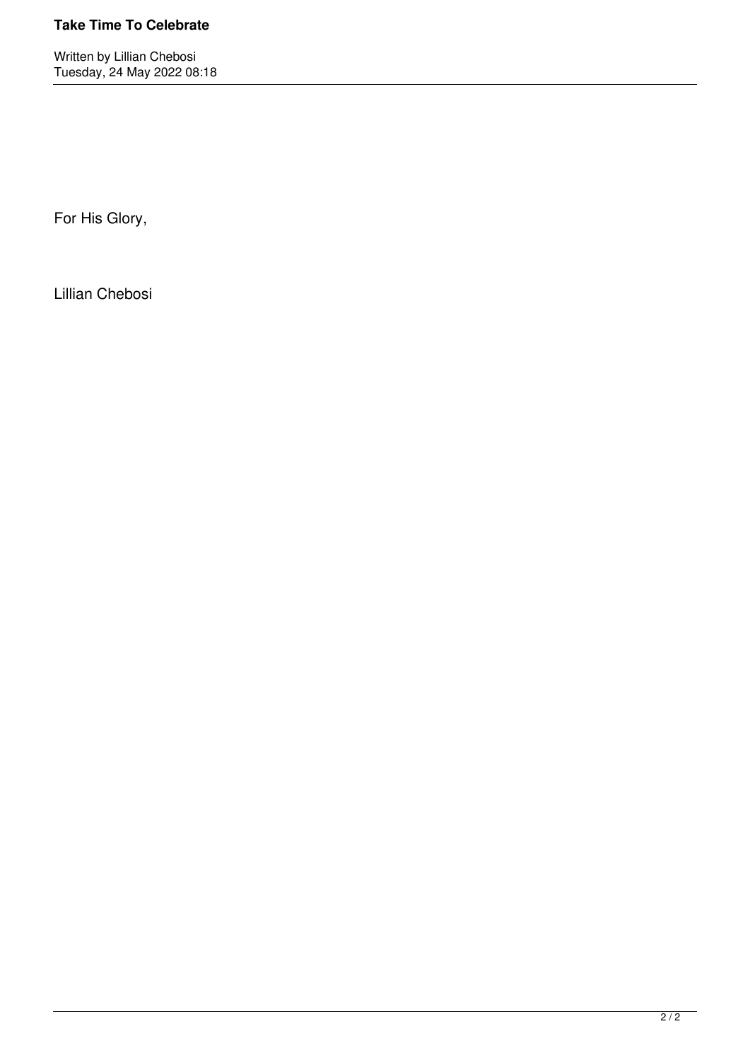For His Glory,

Lillian Chebosi